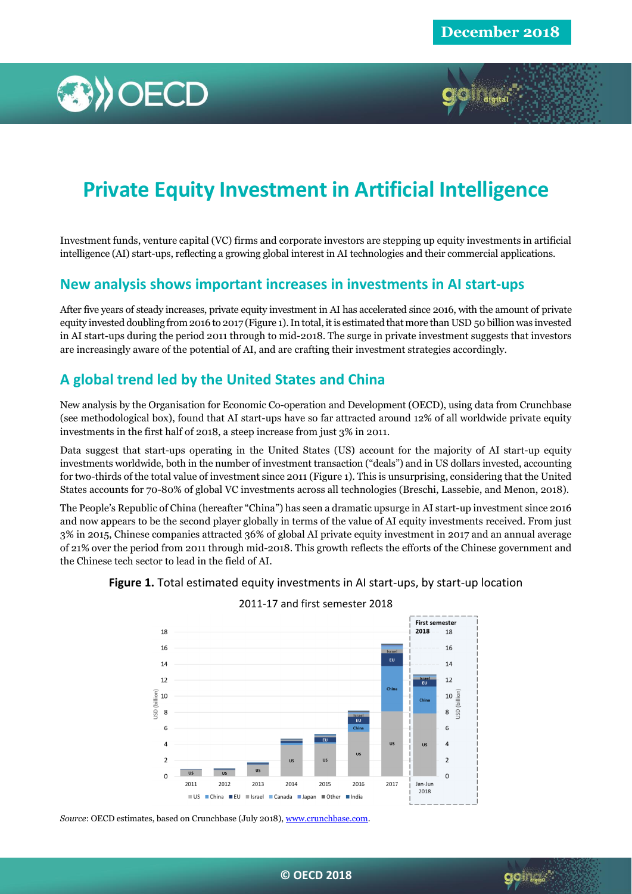# Private Equity Investment in Artificial Intelligence

Investment funds, venture capital (VC) firms and corporate investors are stepping up equity investments in artificial intelligence (AI) start-ups, reflecting a growing global interest in AI technologies and their commercial applications.

## New analysis shows important increases in investments in AI start-ups

After five years of steady increases, private equity investment in AI has accelerated since 2016, with the amount of private equity invested doubling from 2016 to 2017 (Figure 1). In total, it is estimated that more than USD 50 billion was invested in AI start-ups during the period 2011 through to mid-2018. The surge in private investment suggests that investors are increasingly aware of the potential of AI, and are crafting their investment strategies accordingly.

## A global trend led by the United States and China

New analysis by the Organisation for Economic Co-operation and Development (OECD), using data from Crunchbase (see methodological box), found that AI start-ups have so far attracted around 12% of all worldwide private equity investments in the first half of 2018, a steep increase from just 3% in 2011.

Data suggest that start-ups operating in the United States (US) account for the majority of AI start-up equity investments worldwide, both in the number of investment transaction ("deals") and in US dollars invested, accounting for two-thirds of the total value of investment since 2011 (Figure 1). This is unsurprising, considering that the United States accounts for 70-80% of global VC investments across all technologies (Breschi, Lassebie, and Menon, 2018).

The People's Republic of China (hereafter "China") has seen a dramatic upsurge in AI start-up investment since 2016 and now appears to be the second player globally in terms of the value of AI equity investments received. From just 3% in 2015, Chinese companies attracted 36% of global AI private equity investment in 2017 and an annual average of 21% over the period from 2011 through mid-2018. This growth reflects the efforts of the Chinese government and the Chinese tech sector to lead in the field of AI.

**Figure 1.** Total estimated equity investments in AI start-ups, by start-up location

2011-17 and first semester 2018

*Source*: OECD estimates, based on Crunchbase (July 2018), www.crunchbase.com.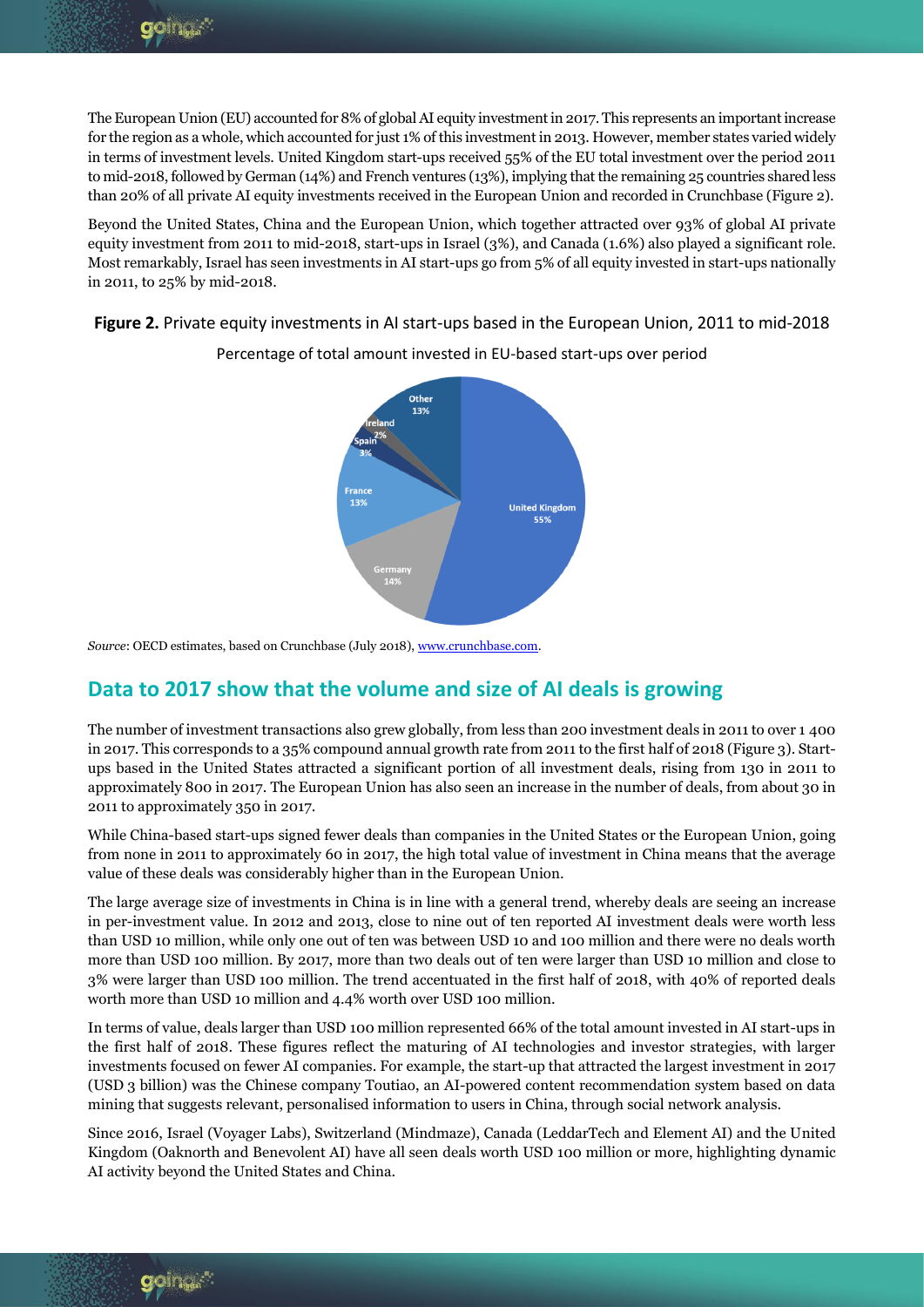The European Union (EU) accounted for 8% of global AI equity investment in 2017. This represents an important increase for the region as a whole, which accounted for just 1% of this investment in 2013. However, member states varied widely in terms of investment levels. United Kingdom start-ups received 55% of the EU total investment over the period 2011 to mid-2018, followed by German (14%) and French ventures (13%), implying that the remaining 25 countries shared less than 20% of all private AI equity investments received in the European Union and recorded in Crunchbase (Figure 2).

Beyond the United States, China and the European Union, which together attracted over 93% of global AI private equity investment from 2011 to mid-2018, start-ups in Israel (3%), and Canada (1.6%) also played a significant role. Most remarkably, Israel has seen investments in AI start-ups go from 5% of all equity invested in start-ups nationally in 2011, to 25% by mid-2018.

**Figure 2.** Private equity investments in AI start-ups based in the European Union, 2011 to mid-2018

Percentage of total amount invested in EU-based start-ups over period

| Country | Share |
|---|---|
| United Kingdom | 55% |
| Germany | 14% |
| France | 13% |
| Spain | 3% |
| Ireland | 2% |
| Other | 13% |

*Source*: OECD estimates, based on Crunchbase (July 2018), www.crunchbase.com.

## Data to 2017 show that the volume and size of AI deals is growing

The number of investment transactions also grew globally, from less than 200 investment deals in 2011 to over 1 400 in 2017. This corresponds to a 35% compound annual growth rate from 2011 to the first half of 2018 (Figure 3). Start-ups based in the United States attracted a significant portion of all investment deals, rising from 130 in 2011 to approximately 800 in 2017. The European Union has also seen an increase in the number of deals, from about 30 in 2011 to approximately 350 in 2017.

While China-based start-ups signed fewer deals than companies in the United States or the European Union, going from none in 2011 to approximately 60 in 2017, the high total value of investment in China means that the average value of these deals was considerably higher than in the European Union.

The large average size of investments in China is in line with a general trend, whereby deals are seeing an increase in per-investment value. In 2012 and 2013, close to nine out of ten reported AI investment deals were worth less than USD 10 million, while only one out of ten was between USD 10 and 100 million and there were no deals worth more than USD 100 million. By 2017, more than two deals out of ten were larger than USD 10 million and close to 3% were larger than USD 100 million. The trend accentuated in the first half of 2018, with 40% of reported deals worth more than USD 10 million and 4.4% worth over USD 100 million.

In terms of value, deals larger than USD 100 million represented 66% of the total amount invested in AI start-ups in the first half of 2018. These figures reflect the maturing of AI technologies and investor strategies, with larger investments focused on fewer AI companies. For example, the start-up that attracted the largest investment in 2017 (USD 3 billion) was the Chinese company Toutiao, an AI-powered content recommendation system based on data mining that suggests relevant, personalised information to users in China, through social network analysis.

Since 2016, Israel (Voyager Labs), Switzerland (Mindmaze), Canada (LeddarTech and Element AI) and the United Kingdom (Oaknorth and Benevolent AI) have all seen deals worth USD 100 million or more, highlighting dynamic AI activity beyond the United States and China.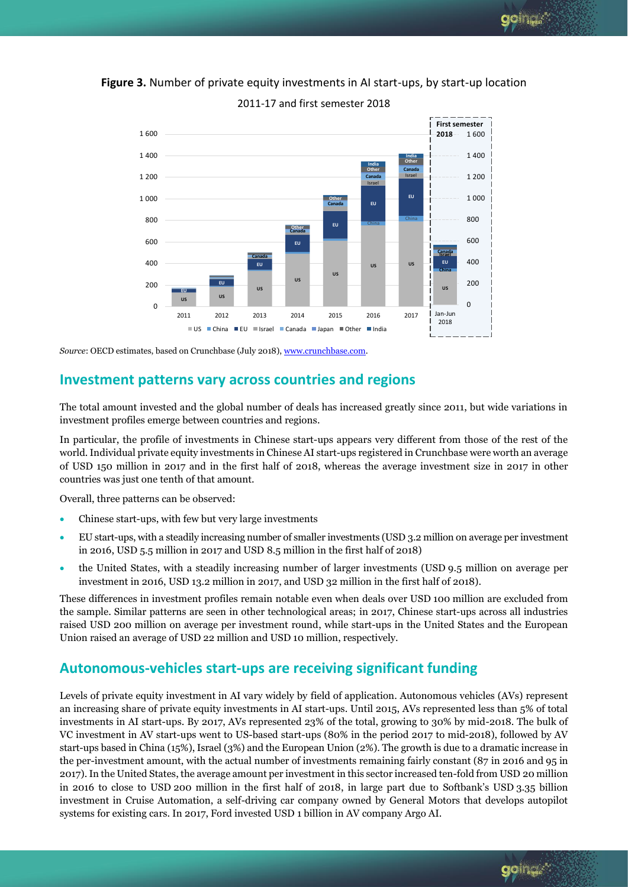**Figure 3.** Number of private equity investments in AI start-ups, by start-up location

2011-17 and first semester 2018

*Source*: OECD estimates, based on Crunchbase (July 2018), www.crunchbase.com.

## Investment patterns vary across countries and regions

The total amount invested and the global number of deals has increased greatly since 2011, but wide variations in investment profiles emerge between countries and regions.

In particular, the profile of investments in Chinese start-ups appears very different from those of the rest of the world. Individual private equity investments in Chinese AI start-ups registered in Crunchbase were worth an average of USD 150 million in 2017 and in the first half of 2018, whereas the average investment size in 2017 in other countries was just one tenth of that amount.

Overall, three patterns can be observed:

- Chinese start-ups, with few but very large investments
- EU start-ups, with a steadily increasing number of smaller investments (USD 3.2 million on average per investment in 2016, USD 5.5 million in 2017 and USD 8.5 million in the first half of 2018)
- the United States, with a steadily increasing number of larger investments (USD 9.5 million on average per investment in 2016, USD 13.2 million in 2017, and USD 32 million in the first half of 2018).

These differences in investment profiles remain notable even when deals over USD 100 million are excluded from the sample. Similar patterns are seen in other technological areas; in 2017, Chinese start-ups across all industries raised USD 200 million on average per investment round, while start-ups in the United States and the European Union raised an average of USD 22 million and USD 10 million, respectively.

## Autonomous-vehicles start-ups are receiving significant funding

Levels of private equity investment in AI vary widely by field of application. Autonomous vehicles (AVs) represent an increasing share of private equity investments in AI start-ups. Until 2015, AVs represented less than 5% of total investments in AI start-ups. By 2017, AVs represented 23% of the total, growing to 30% by mid-2018. The bulk of VC investment in AV start-ups went to US-based start-ups (80% in the period 2017 to mid-2018), followed by AV start-ups based in China (15%), Israel (3%) and the European Union (2%). The growth is due to a dramatic increase in the per-investment amount, with the actual number of investments remaining fairly constant (87 in 2016 and 95 in 2017). In the United States, the average amount per investment in this sector increased ten-fold from USD 20 million in 2016 to close to USD 200 million in the first half of 2018, in large part due to Softbank's USD 3.35 billion investment in Cruise Automation, a self-driving car company owned by General Motors that develops autopilot systems for existing cars. In 2017, Ford invested USD 1 billion in AV company Argo AI.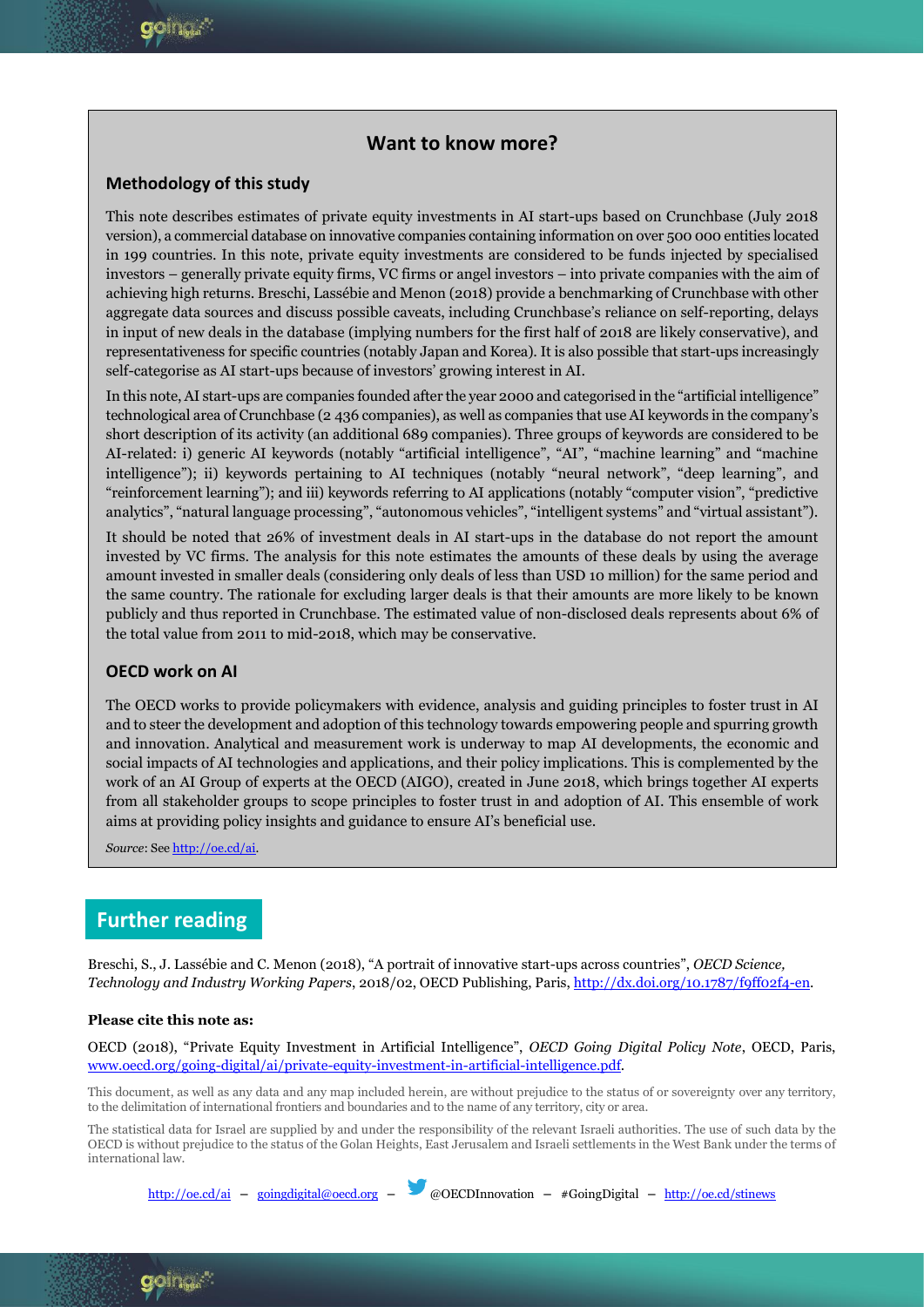## Want to know more?

### Methodology of this study

This note describes estimates of private equity investments in AI start-ups based on Crunchbase (July 2018 version), a commercial database on innovative companies containing information on over 500 000 entities located in 199 countries. In this note, private equity investments are considered to be funds injected by specialised investors – generally private equity firms, VC firms or angel investors – into private companies with the aim of achieving high returns. Breschi, Lassébie and Menon (2018) provide a benchmarking of Crunchbase with other aggregate data sources and discuss possible caveats, including Crunchbase's reliance on self-reporting, delays in input of new deals in the database (implying numbers for the first half of 2018 are likely conservative), and representativeness for specific countries (notably Japan and Korea). It is also possible that start-ups increasingly self-categorise as AI start-ups because of investors' growing interest in AI.

In this note, AI start-ups are companies founded after the year 2000 and categorised in the "artificial intelligence" technological area of Crunchbase (2 436 companies), as well as companies that use AI keywords in the company's short description of its activity (an additional 689 companies). Three groups of keywords are considered to be AI-related: i) generic AI keywords (notably "artificial intelligence", "AI", "machine learning" and "machine intelligence"); ii) keywords pertaining to AI techniques (notably "neural network", "deep learning", and "reinforcement learning"); and iii) keywords referring to AI applications (notably "computer vision", "predictive analytics", "natural language processing", "autonomous vehicles", "intelligent systems" and "virtual assistant").

It should be noted that 26% of investment deals in AI start-ups in the database do not report the amount invested by VC firms. The analysis for this note estimates the amounts of these deals by using the average amount invested in smaller deals (considering only deals of less than USD 10 million) for the same period and the same country. The rationale for excluding larger deals is that their amounts are more likely to be known publicly and thus reported in Crunchbase. The estimated value of non-disclosed deals represents about 6% of the total value from 2011 to mid-2018, which may be conservative.

### OECD work on AI

The OECD works to provide policymakers with evidence, analysis and guiding principles to foster trust in AI and to steer the development and adoption of this technology towards empowering people and spurring growth and innovation. Analytical and measurement work is underway to map AI developments, the economic and social impacts of AI technologies and applications, and their policy implications. This is complemented by the work of an AI Group of experts at the OECD (AIGO), created in June 2018, which brings together AI experts from all stakeholder groups to scope principles to foster trust in and adoption of AI. This ensemble of work aims at providing policy insights and guidance to ensure AI's beneficial use.

*Source*: See http://oe.cd/ai.

## Further reading

Breschi, S., J. Lassébie and C. Menon (2018), "A portrait of innovative start-ups across countries", *OECD Science, Technology and Industry Working Papers*, 2018/02, OECD Publishing, Paris, http://dx.doi.org/10.1787/f9ff02f4-en.

**Please cite this note as:**

OECD (2018), "Private Equity Investment in Artificial Intelligence", *OECD Going Digital Policy Note*, OECD, Paris, www.oecd.org/going-digital/ai/private-equity-investment-in-artificial-intelligence.pdf.

This document, as well as any data and any map included herein, are without prejudice to the status of or sovereignty over any territory, to the delimitation of international frontiers and boundaries and to the name of any territory, city or area.

The statistical data for Israel are supplied by and under the responsibility of the relevant Israeli authorities. The use of such data by the OECD is without prejudice to the status of the Golan Heights, East Jerusalem and Israeli settlements in the West Bank under the terms of international law.

http://oe.cd/ai – goingdigital@oecd.org – @OECDInnovation – #GoingDigital – http://oe.cd/stinews